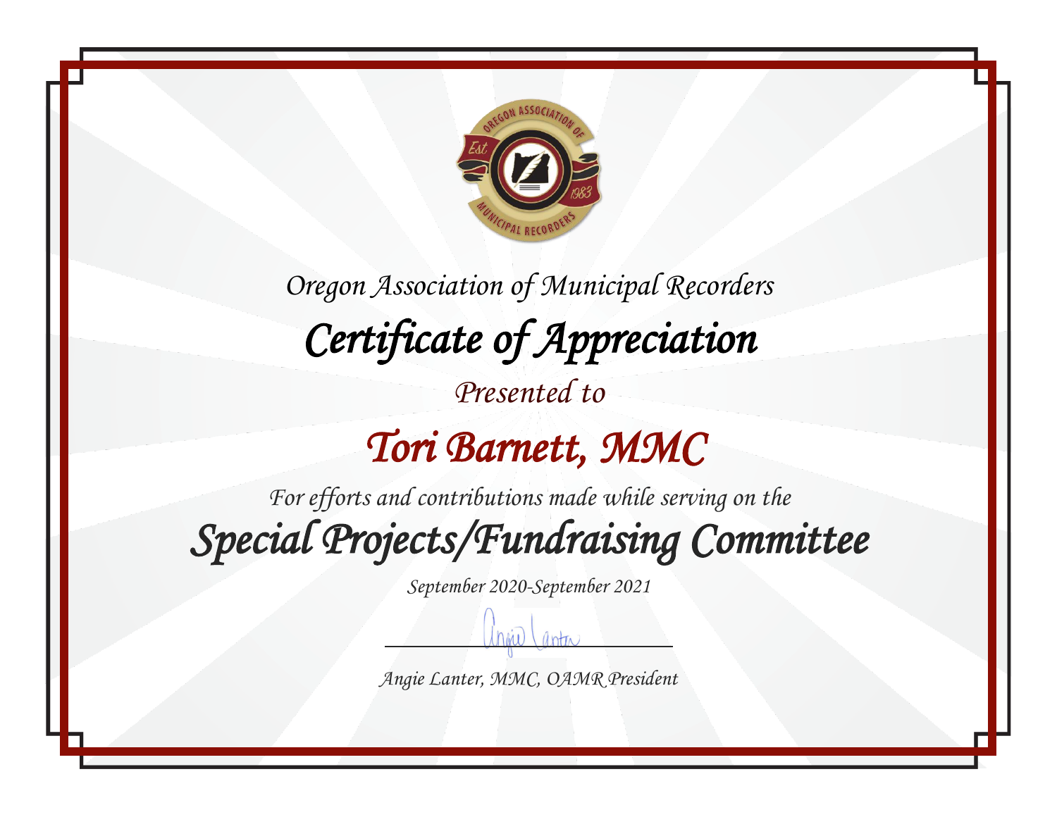Oregon Association of Municipal Recorders

# Certificate of Appreciation

Presented to

## Tori Barnett, MMC

For efforts and contributions made while serving on the

## Special Projects/Fundraising Committee

September 2020-September 2021

Angie Lanter, MMC, OAMR President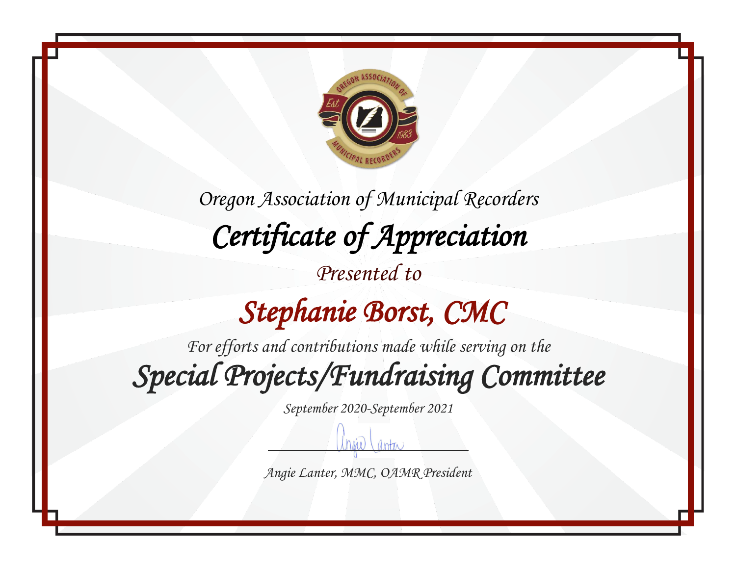Oregon Association of Municipal Recorders

# Certificate of Appreciation

Presented to

## Stephanie Borst, CMC

For efforts and contributions made while serving on the

## Special Projects/Fundraising Committee

September 2020-September 2021

Angie Lanter, MMC, OAMR President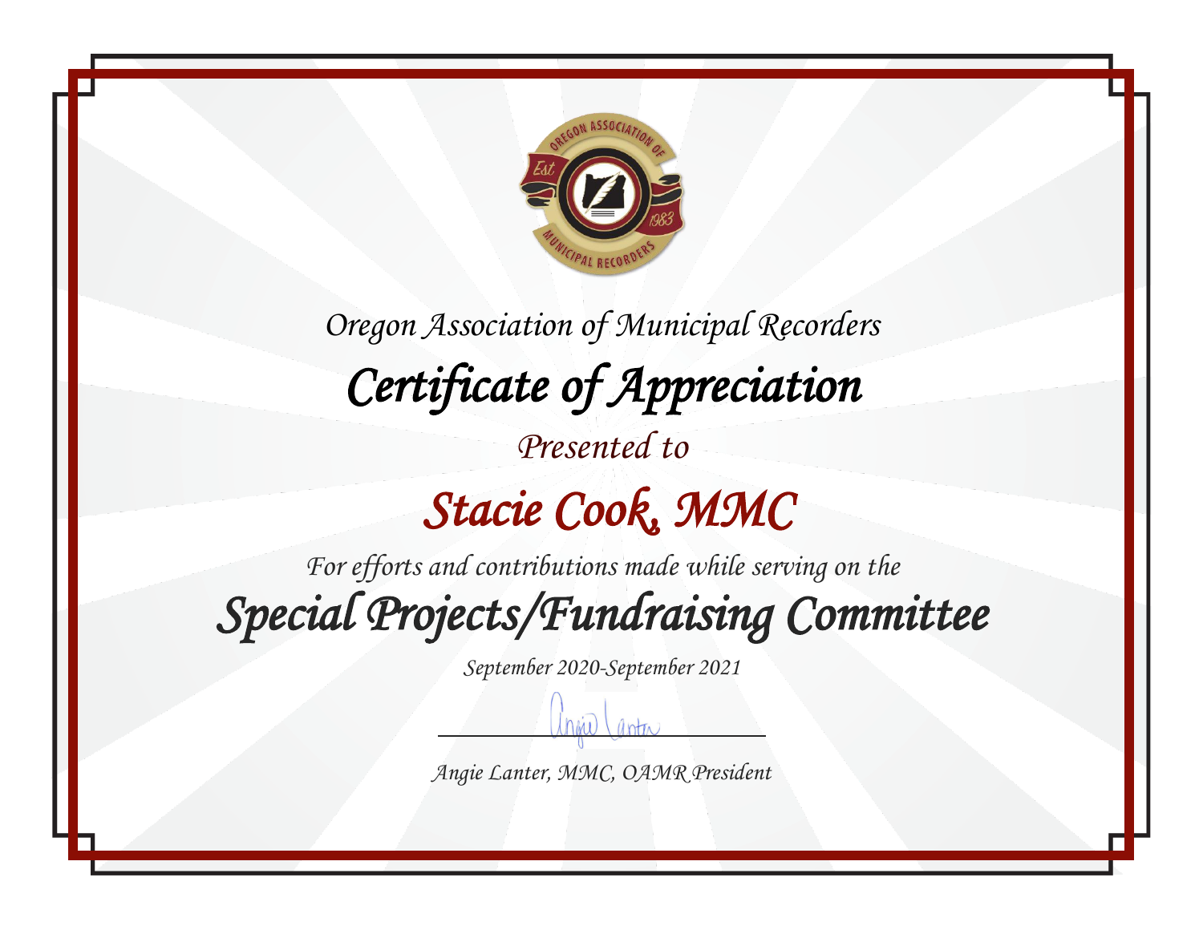Oregon Association of Municipal Recorders

# Certificate of Appreciation

Presented to

## Stacie Cook, MMC

For efforts and contributions made while serving on the

## Special Projects/Fundraising Committee

September 2020-September 2021

Angie Lanter, MMC, OAMR President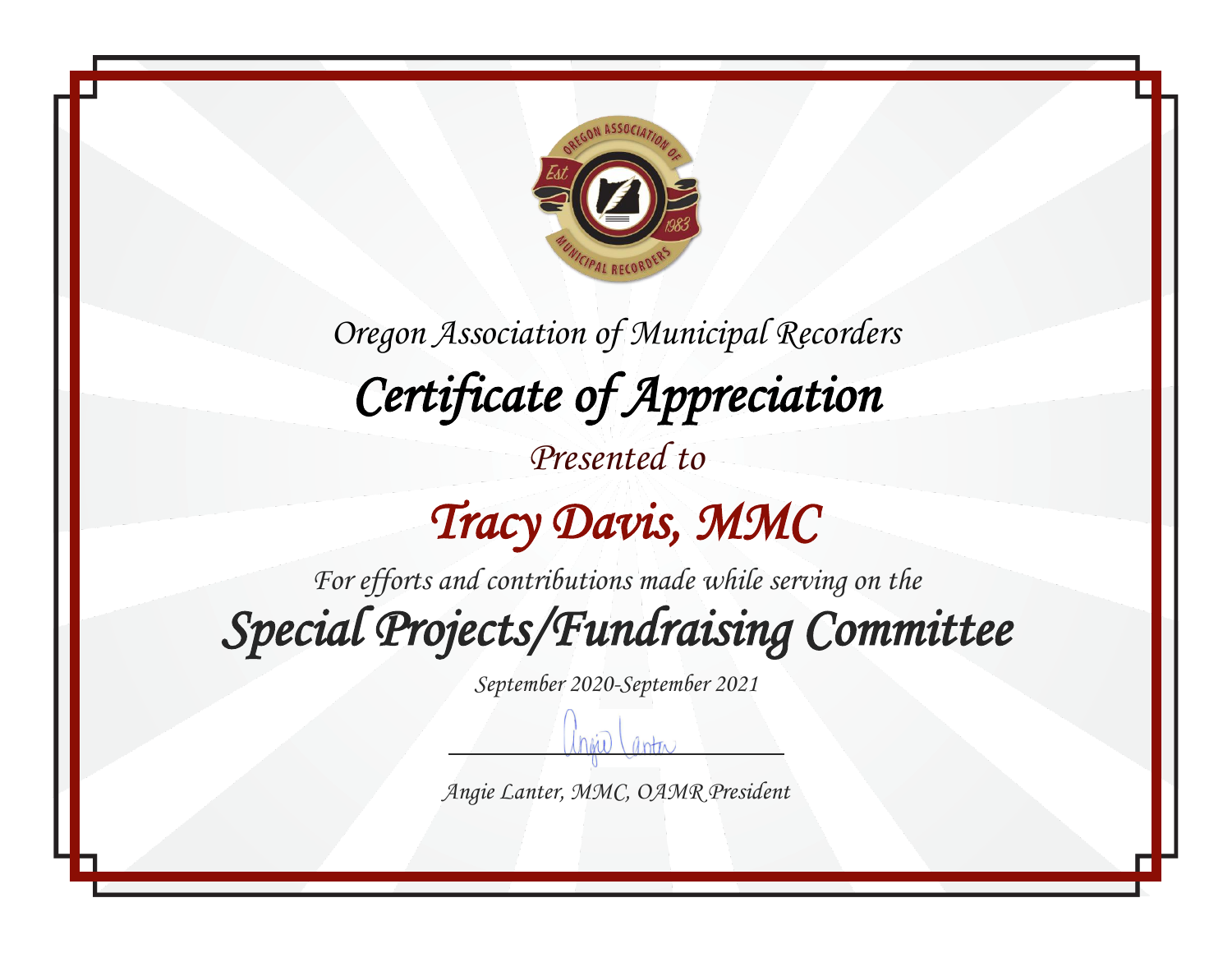Oregon Association of Municipal Recorders

# Certificate of Appreciation

Presented to

## Tracy Davis, MMC

For efforts and contributions made while serving on the

## Special Projects/Fundraising Committee

September 2020-September 2021

Angie Lanter, MMC, OAMR President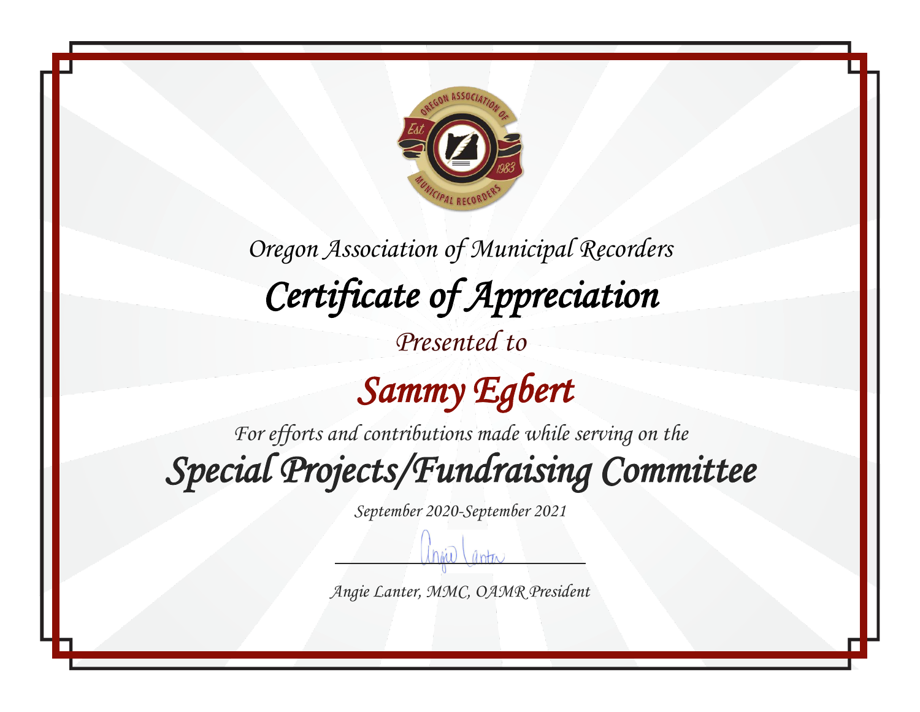Oregon Association of Municipal Recorders

# Certificate of Appreciation

Presented to

## Sammy Egbert

For efforts and contributions made while serving on the

## Special Projects/Fundraising Committee

September 2020-September 2021

Angie Lanter, MMC, OAMR President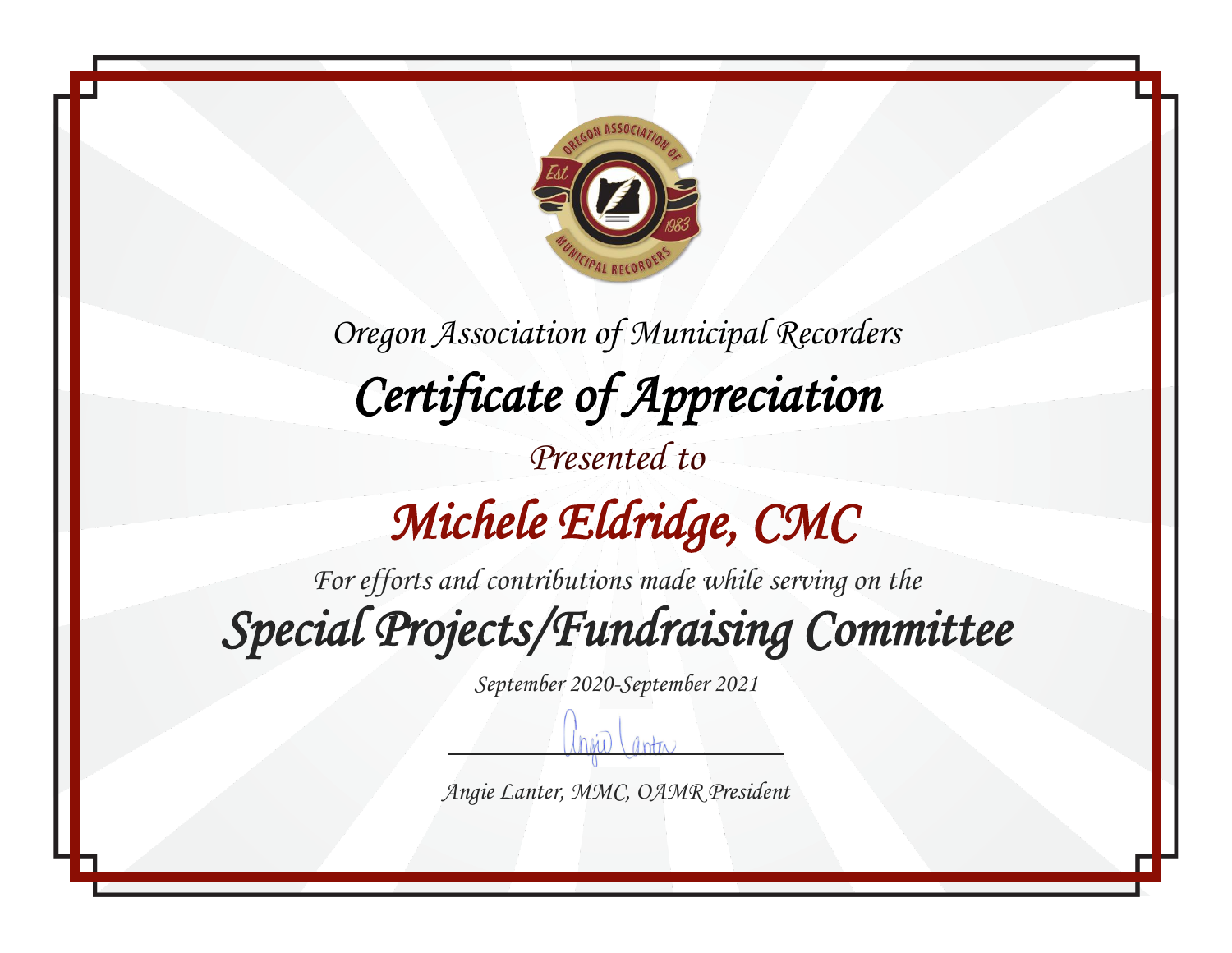Oregon Association of Municipal Recorders

# Certificate of Appreciation

Presented to

## Michele Eldridge, CMC

For efforts and contributions made while serving on the

## Special Projects/Fundraising Committee

September 2020-September 2021

Angie Lanter, MMC, OAMR President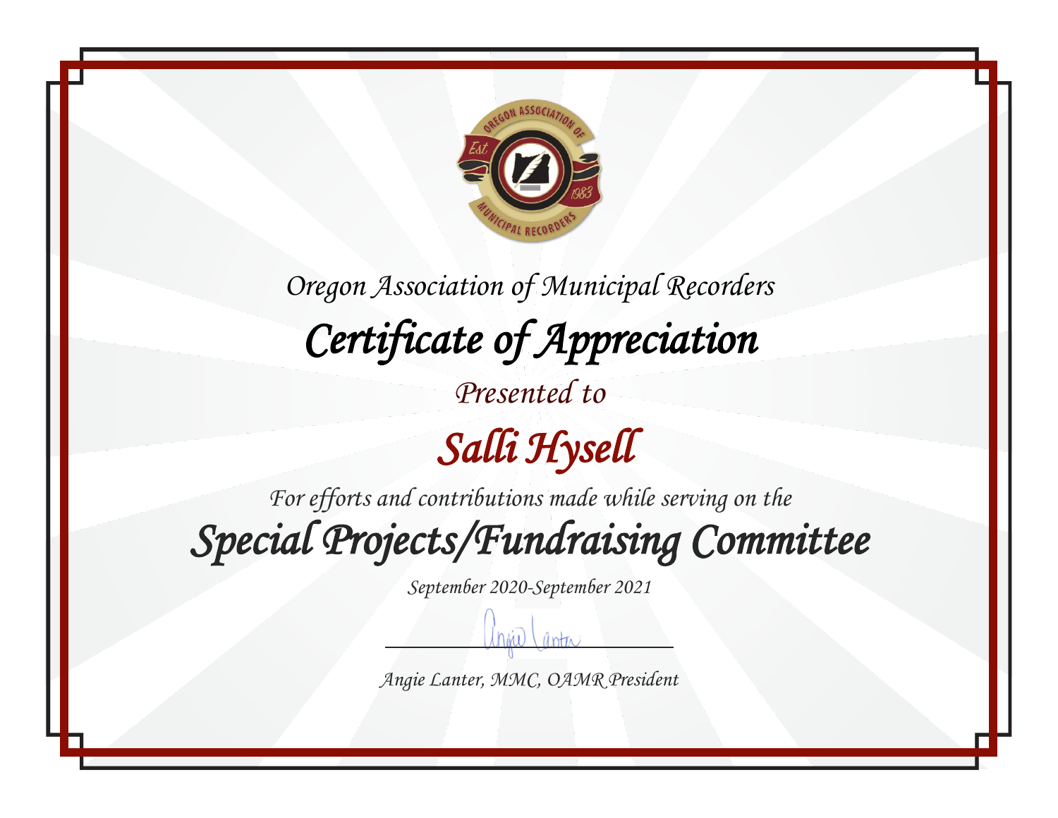*Oregon Association of Municipal Recorders*

# *Certificate of Appreciation*

*Presented to*

## *Salli Hysell*

*For efforts and contributions made while serving on the*

## *Special Projects/Fundraising Committee*

*September 2020-September 2021*

*Angie Lanter, MMC, OAMR President*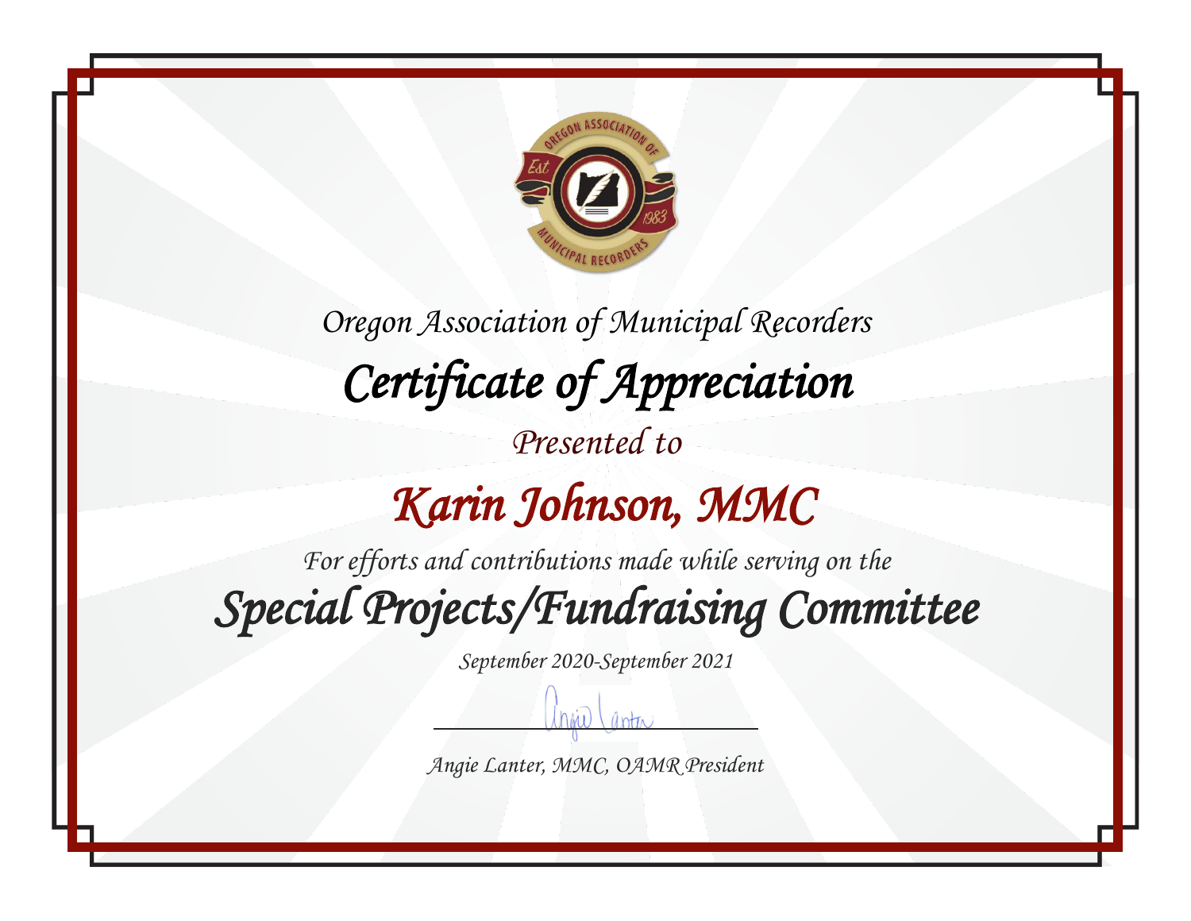Oregon Association of Municipal Recorders

# Certificate of Appreciation

Presented to

## Karin Johnson, MMC

For efforts and contributions made while serving on the

## Special Projects/Fundraising Committee

September 2020-September 2021

Angie Lanter, MMC, OAMR President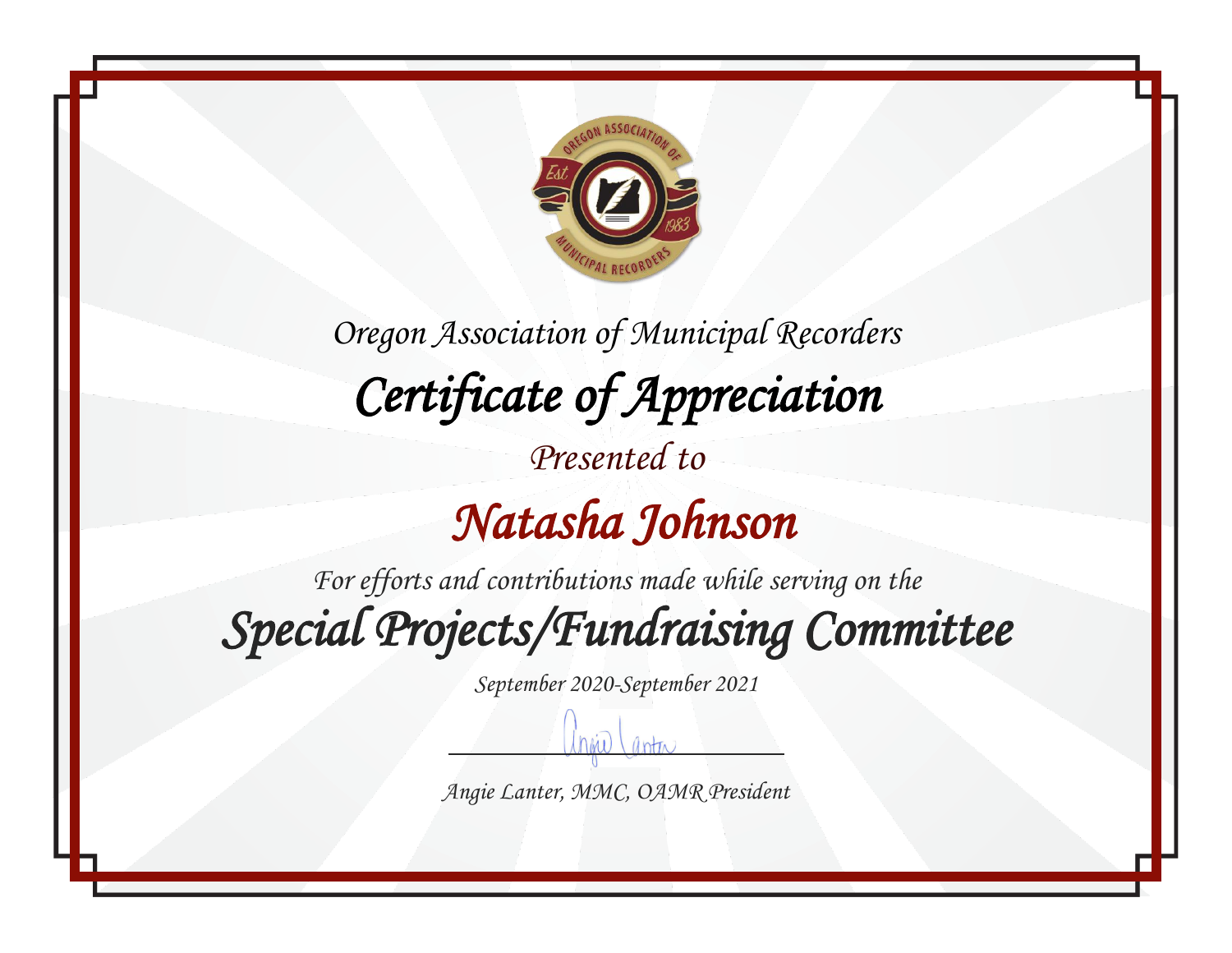Oregon Association of Municipal Recorders

# Certificate of Appreciation

Presented to

## Natasha Johnson

For efforts and contributions made while serving on the

## Special Projects/Fundraising Committee

September 2020-September 2021

Angie Lanter, MMC, OAMR President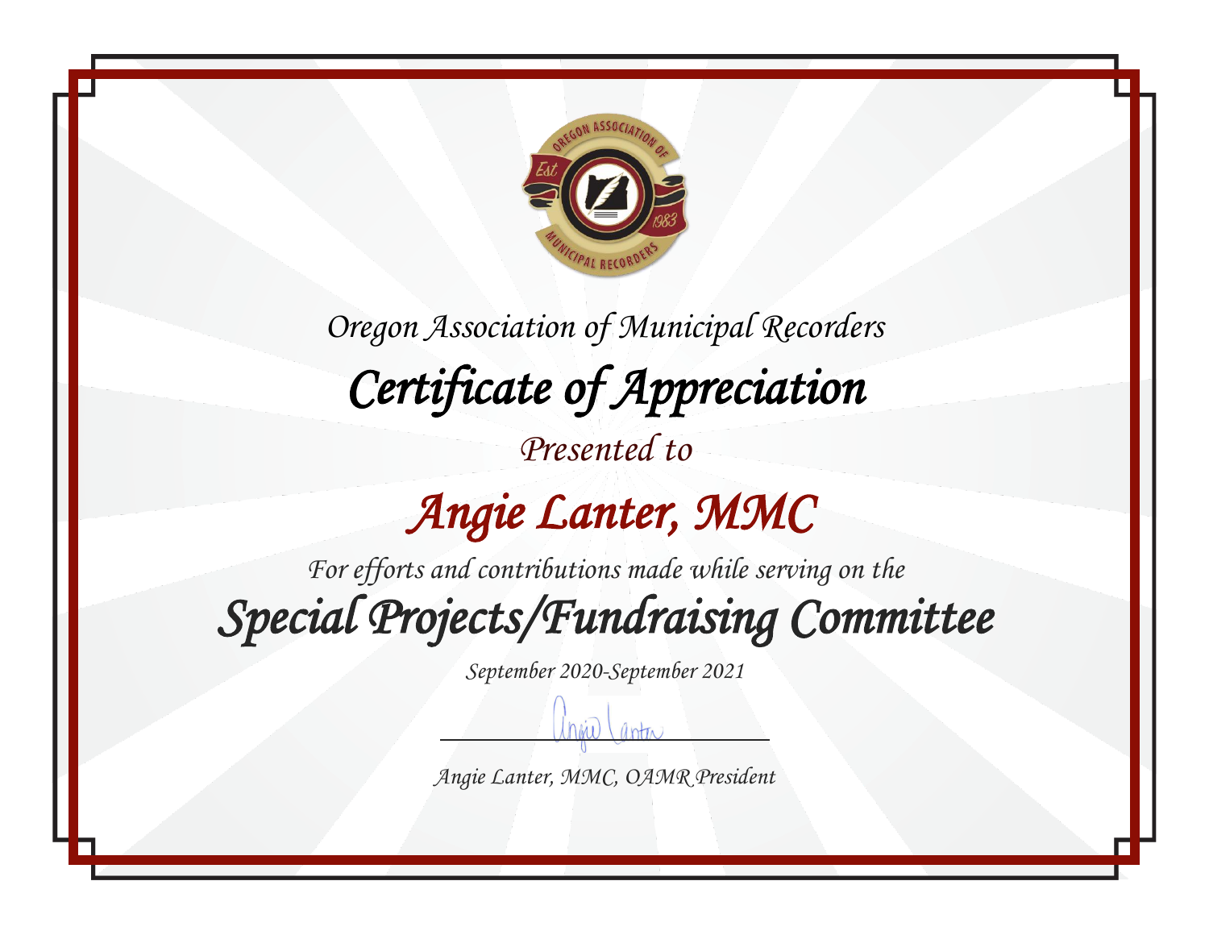*Oregon Association of Municipal Recorders*

# *Certificate of Appreciation*

*Presented to*

## *Angie Lanter, MMC*

*For efforts and contributions made while serving on the*

## *Special Projects/Fundraising Committee*

*September 2020-September 2021*

*Angie Lanter, MMC, OAMR President*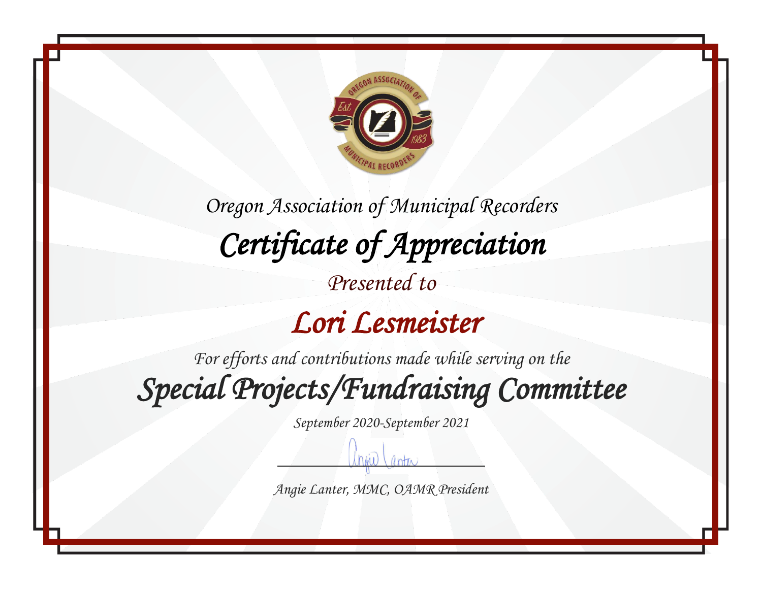Oregon Association of Municipal Recorders

# *Certificate of Appreciation*

*Presented to*

## *Lori Lesmeister*

*For efforts and contributions made while serving on the*

## *Special Projects/Fundraising Committee*

*September 2020-September 2021*

*Angie Lanter, MMC, OAMR President*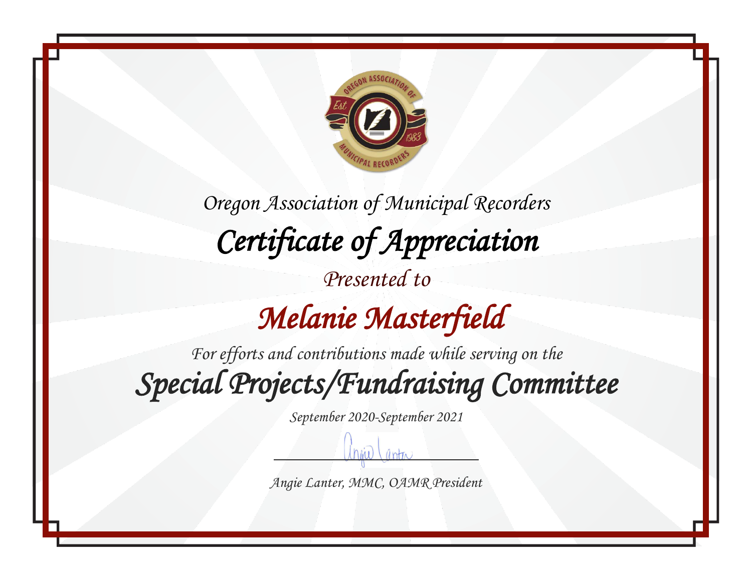*Oregon Association of Municipal Recorders*

# *Certificate of Appreciation*

*Presented to*

## *Melanie Masterfield*

*For efforts and contributions made while serving on the*

## *Special Projects/Fundraising Committee*

*September 2020-September 2021*

*Angie Lanter, MMC, OAMR President*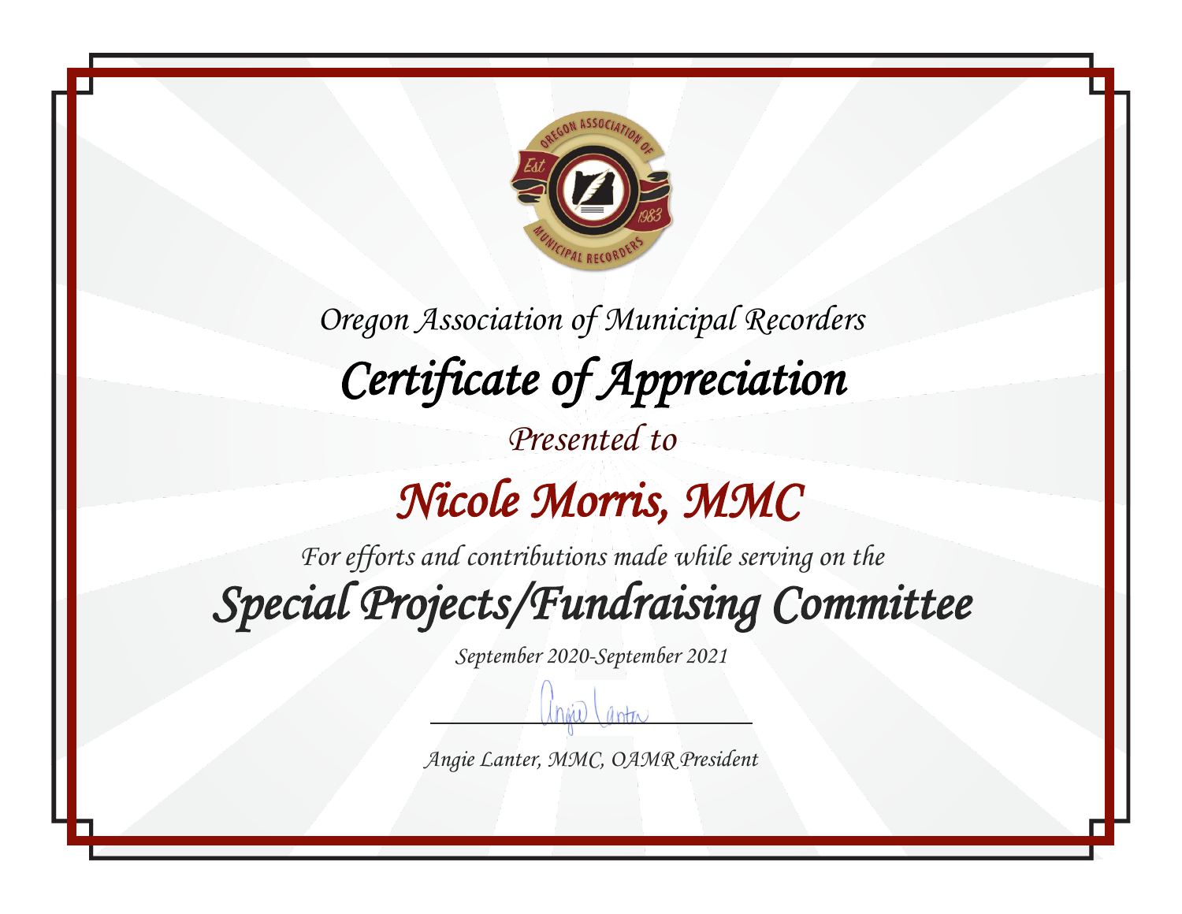Oregon Association of Municipal Recorders

# Certificate of Appreciation

Presented to

## Nicole Morris, MMC

For efforts and contributions made while serving on the

## Special Projects/Fundraising Committee

September 2020-September 2021

Angie Lanter, MMC, OAMR President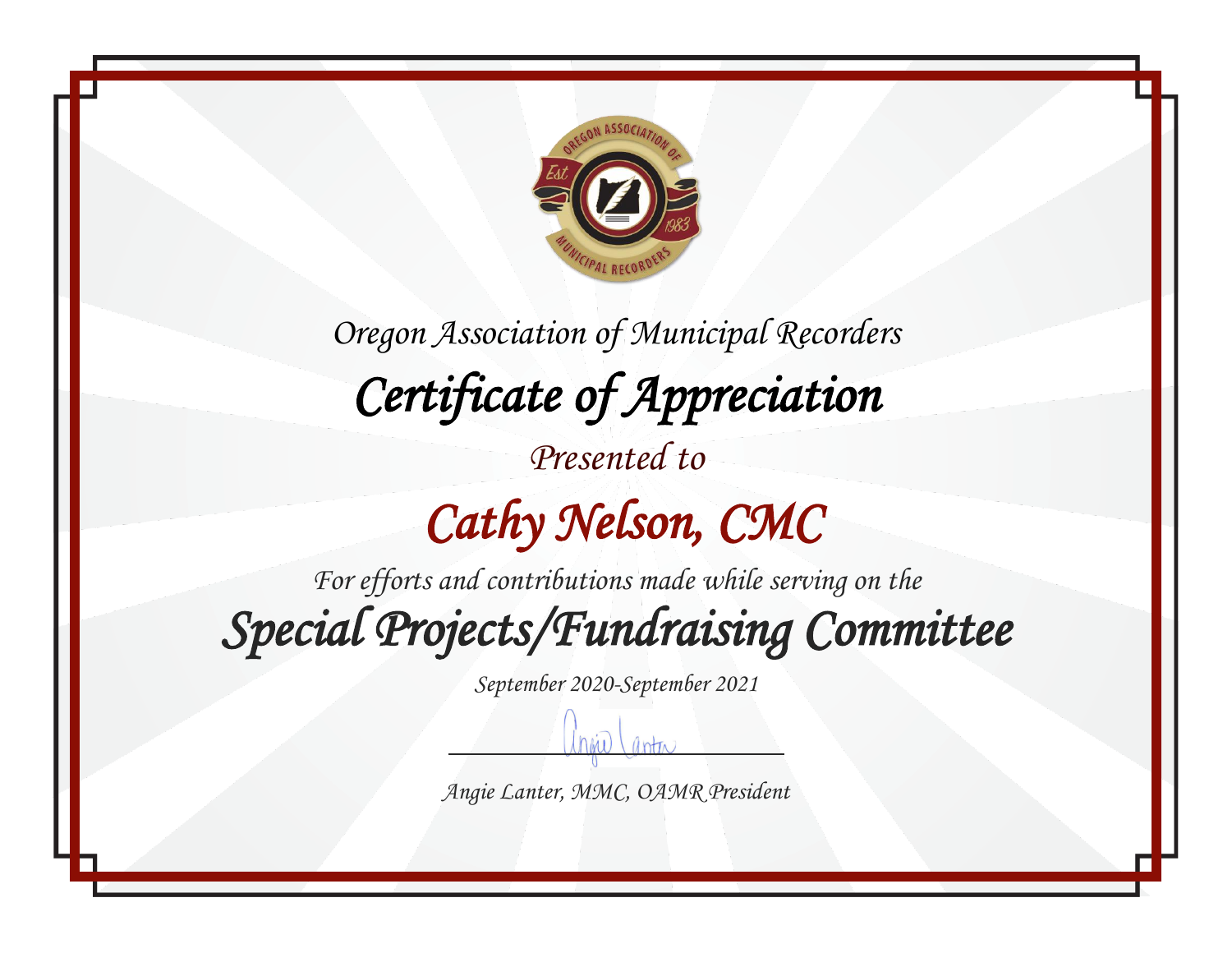Oregon Association of Municipal Recorders

# Certificate of Appreciation

Presented to

## Cathy Nelson, CMC

For efforts and contributions made while serving on the

## Special Projects/Fundraising Committee

September 2020-September 2021

Angie Lanter, MMC, OAMR President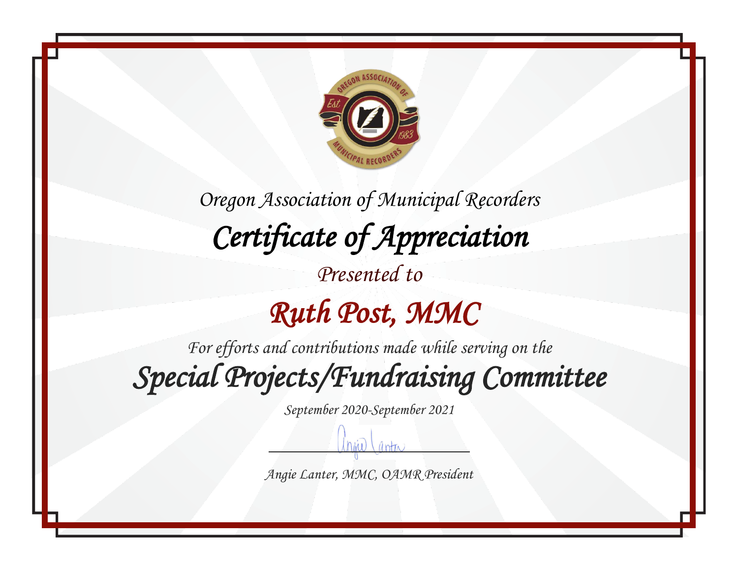Oregon Association of Municipal Recorders

# Certificate of Appreciation

Presented to

## Ruth Post, MMC

For efforts and contributions made while serving on the

## Special Projects/Fundraising Committee

September 2020-September 2021

Angie Lanter, MMC, OAMR President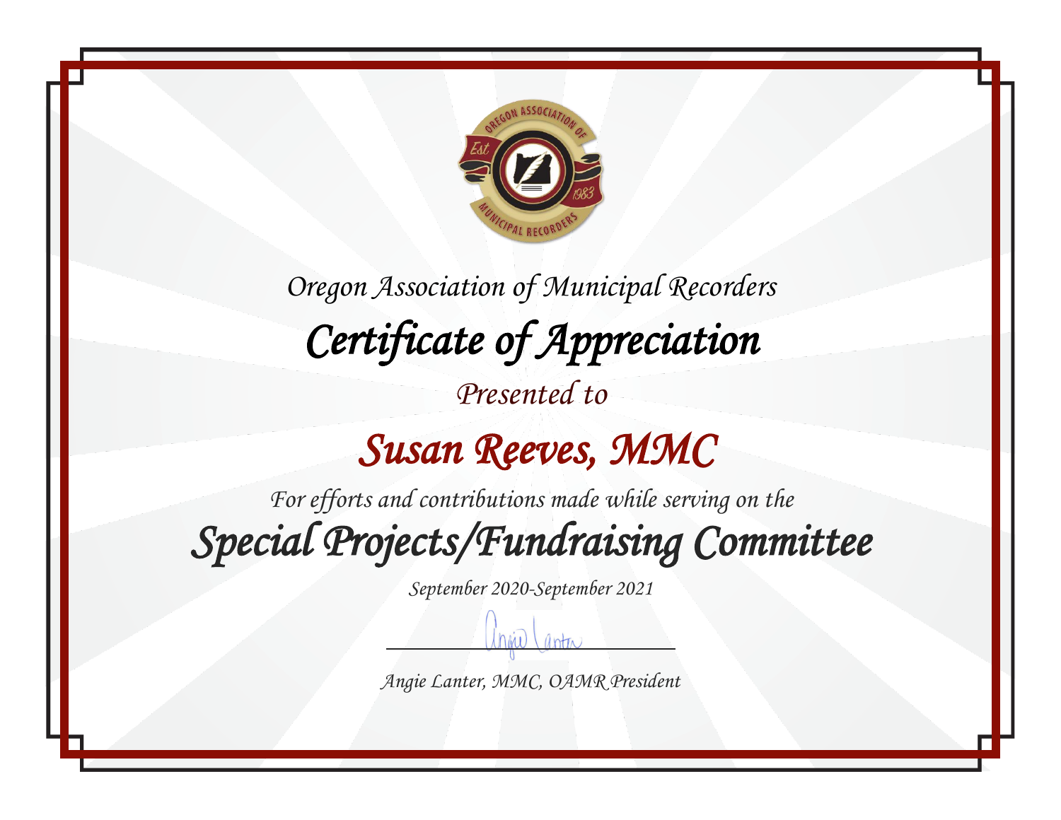Oregon Association of Municipal Recorders

# Certificate of Appreciation

Presented to

## Susan Reeves, MMC

For efforts and contributions made while serving on the

## Special Projects/Fundraising Committee

September 2020-September 2021

Angie Lanter, MMC, OAMR President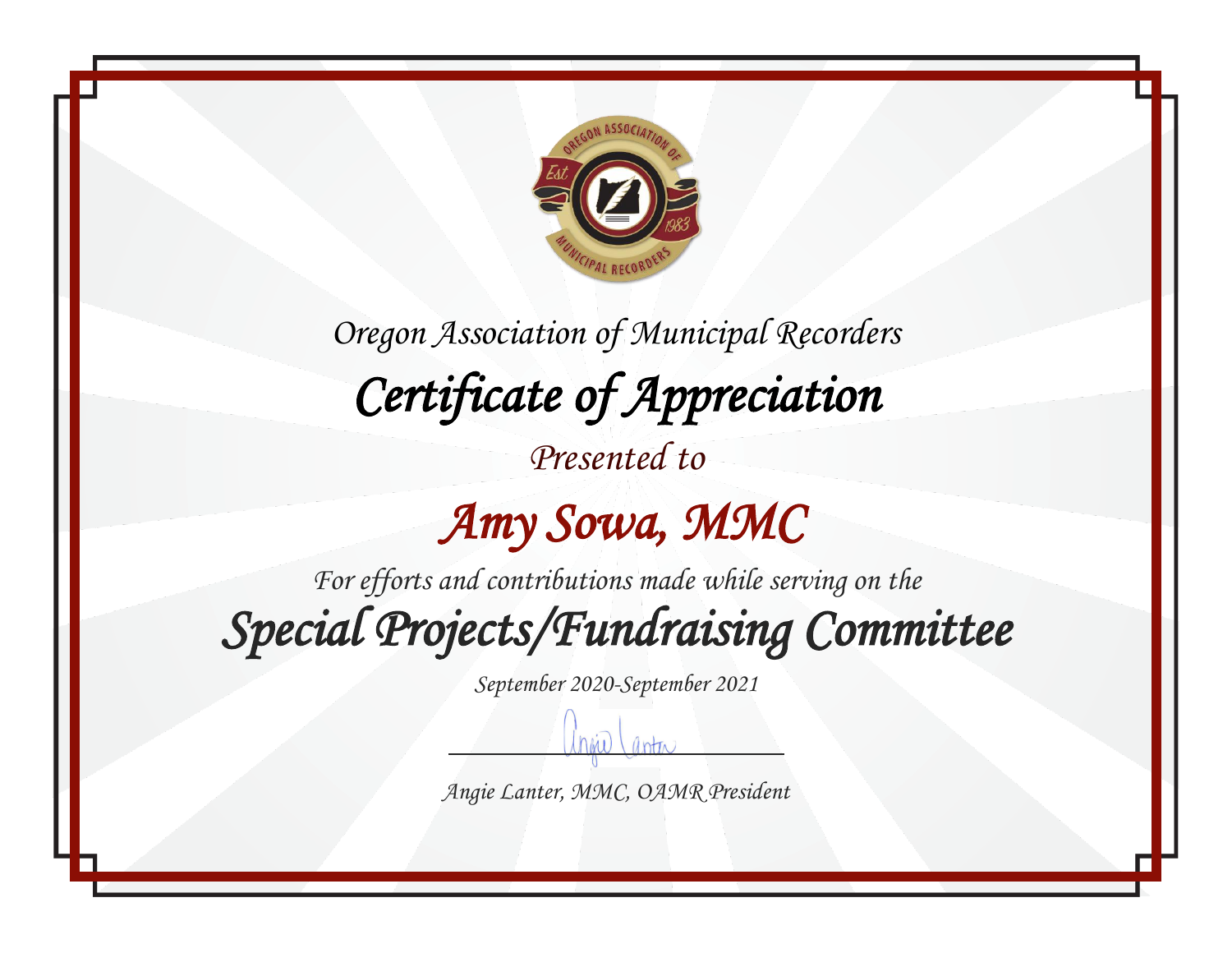Oregon Association of Municipal Recorders

# Certificate of Appreciation

Presented to

## Amy Sowa, MMC

For efforts and contributions made while serving on the

## Special Projects/Fundraising Committee

September 2020-September 2021

Angie Lanter, MMC, OAMR President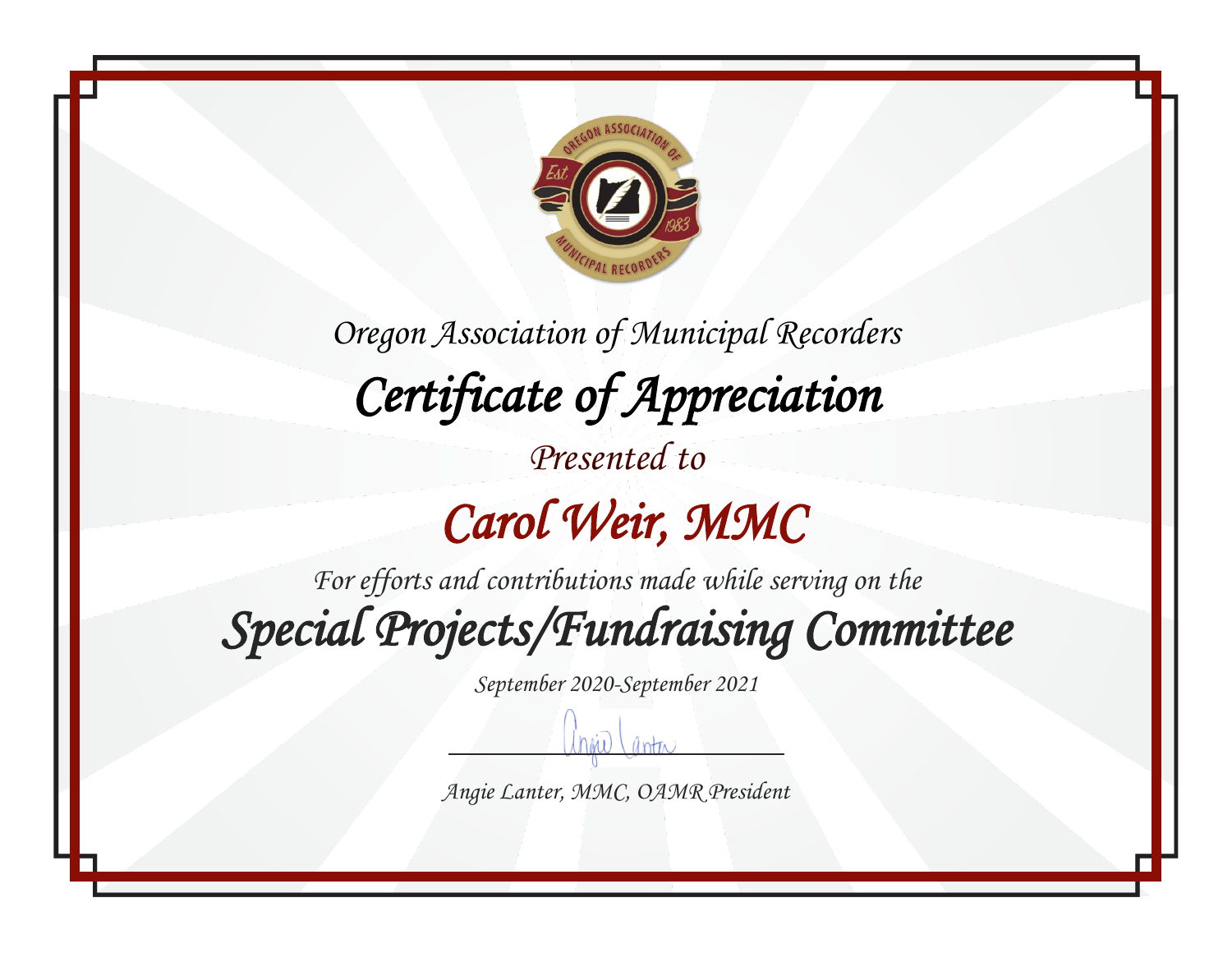Oregon Association of Municipal Recorders

# Certificate of Appreciation

Presented to

## Carol Weir, MMC

For efforts and contributions made while serving on the

## Special Projects/Fundraising Committee

September 2020-September 2021

Angie Lanter, MMC, OAMR President